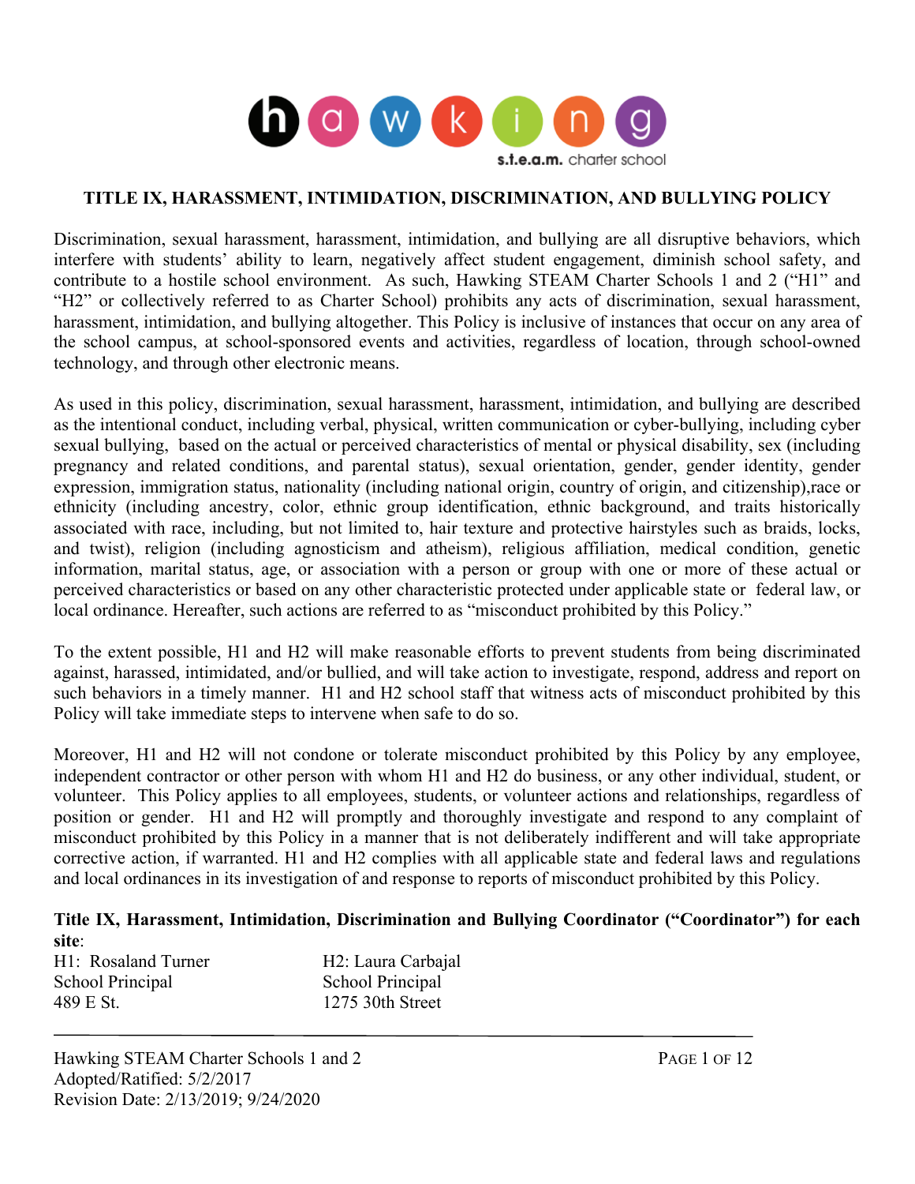# TITLE IX, HARASSMENT, INTIMIDATION, DISCRIMINATION, AND BULLYING POLICY

Discrimination, sexual harassment, harassment, intimidation, and bullying are all disruptive behaviors, which interfere with students' ability to learn, negatively affect student engagement, diminish school safety, and contribute to a hostile school environment. As such, Hawking STEAM Charter Schools 1 and 2 ("H1" and "H2" or collectively referred to as Charter School) prohibits any acts of discrimination, sexual harassment, harassment, intimidation, and bullying altogether. This Policy is inclusive of instances that occur on any area of the school campus, at school-sponsored events and activities, regardless of location, through school-owned technology, and through other electronic means.

As used in this policy, discrimination, sexual harassment, harassment, intimidation, and bullying are described as the intentional conduct, including verbal, physical, written communication or cyber-bullying, including cyber sexual bullying, based on the actual or perceived characteristics of mental or physical disability, sex (including pregnancy and related conditions, and parental status), sexual orientation, gender, gender identity, gender expression, immigration status, nationality (including national origin, country of origin, and citizenship),race or ethnicity (including ancestry, color, ethnic group identification, ethnic background, and traits historically associated with race, including, but not limited to, hair texture and protective hairstyles such as braids, locks, and twist), religion (including agnosticism and atheism), religious affiliation, medical condition, genetic information, marital status, age, or association with a person or group with one or more of these actual or perceived characteristics or based on any other characteristic protected under applicable state or federal law, or local ordinance. Hereafter, such actions are referred to as "misconduct prohibited by this Policy."

To the extent possible, H1 and H2 will make reasonable efforts to prevent students from being discriminated against, harassed, intimidated, and/or bullied, and will take action to investigate, respond, address and report on such behaviors in a timely manner. H1 and H2 school staff that witness acts of misconduct prohibited by this Policy will take immediate steps to intervene when safe to do so.

Moreover, H1 and H2 will not condone or tolerate misconduct prohibited by this Policy by any employee, independent contractor or other person with whom H1 and H2 do business, or any other individual, student, or volunteer. This Policy applies to all employees, students, or volunteer actions and relationships, regardless of position or gender. H1 and H2 will promptly and thoroughly investigate and respond to any complaint of misconduct prohibited by this Policy in a manner that is not deliberately indifferent and will take appropriate corrective action, if warranted. H1 and H2 complies with all applicable state and federal laws and regulations and local ordinances in its investigation of and response to reports of misconduct prohibited by this Policy.

**Title IX, Harassment, Intimidation, Discrimination and Bullying Coordinator ("Coordinator") for each site**:

H1: Rosaland Turner
School Principal
489 E St.

H2: Laura Carbajal
School Principal
1275 30th Street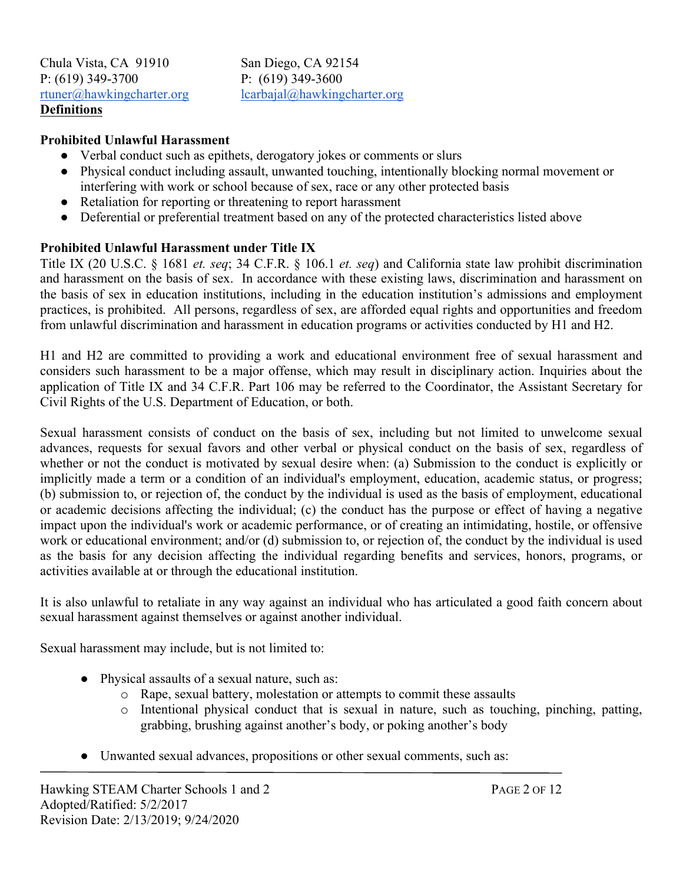Chula Vista, CA 91910
P: (619) 349-3700
rtuner@hawkingcharter.org

San Diego, CA 92154
P: (619) 349-3600
lcarbajal@hawkingcharter.org

**Definitions**

**Prohibited Unlawful Harassment**

- Verbal conduct such as epithets, derogatory jokes or comments or slurs
- Physical conduct including assault, unwanted touching, intentionally blocking normal movement or interfering with work or school because of sex, race or any other protected basis
- Retaliation for reporting or threatening to report harassment
- Deferential or preferential treatment based on any of the protected characteristics listed above

**Prohibited Unlawful Harassment under Title IX**

Title IX (20 U.S.C. § 1681 *et. seq*; 34 C.F.R. § 106.1 *et. seq*) and California state law prohibit discrimination and harassment on the basis of sex. In accordance with these existing laws, discrimination and harassment on the basis of sex in education institutions, including in the education institution's admissions and employment practices, is prohibited. All persons, regardless of sex, are afforded equal rights and opportunities and freedom from unlawful discrimination and harassment in education programs or activities conducted by H1 and H2.

H1 and H2 are committed to providing a work and educational environment free of sexual harassment and considers such harassment to be a major offense, which may result in disciplinary action. Inquiries about the application of Title IX and 34 C.F.R. Part 106 may be referred to the Coordinator, the Assistant Secretary for Civil Rights of the U.S. Department of Education, or both.

Sexual harassment consists of conduct on the basis of sex, including but not limited to unwelcome sexual advances, requests for sexual favors and other verbal or physical conduct on the basis of sex, regardless of whether or not the conduct is motivated by sexual desire when: (a) Submission to the conduct is explicitly or implicitly made a term or a condition of an individual's employment, education, academic status, or progress; (b) submission to, or rejection of, the conduct by the individual is used as the basis of employment, educational or academic decisions affecting the individual; (c) the conduct has the purpose or effect of having a negative impact upon the individual's work or academic performance, or of creating an intimidating, hostile, or offensive work or educational environment; and/or (d) submission to, or rejection of, the conduct by the individual is used as the basis for any decision affecting the individual regarding benefits and services, honors, programs, or activities available at or through the educational institution.

It is also unlawful to retaliate in any way against an individual who has articulated a good faith concern about sexual harassment against themselves or against another individual.

Sexual harassment may include, but is not limited to:

- Physical assaults of a sexual nature, such as:
  - Rape, sexual battery, molestation or attempts to commit these assaults
  - Intentional physical conduct that is sexual in nature, such as touching, pinching, patting, grabbing, brushing against another's body, or poking another's body
- Unwanted sexual advances, propositions or other sexual comments, such as: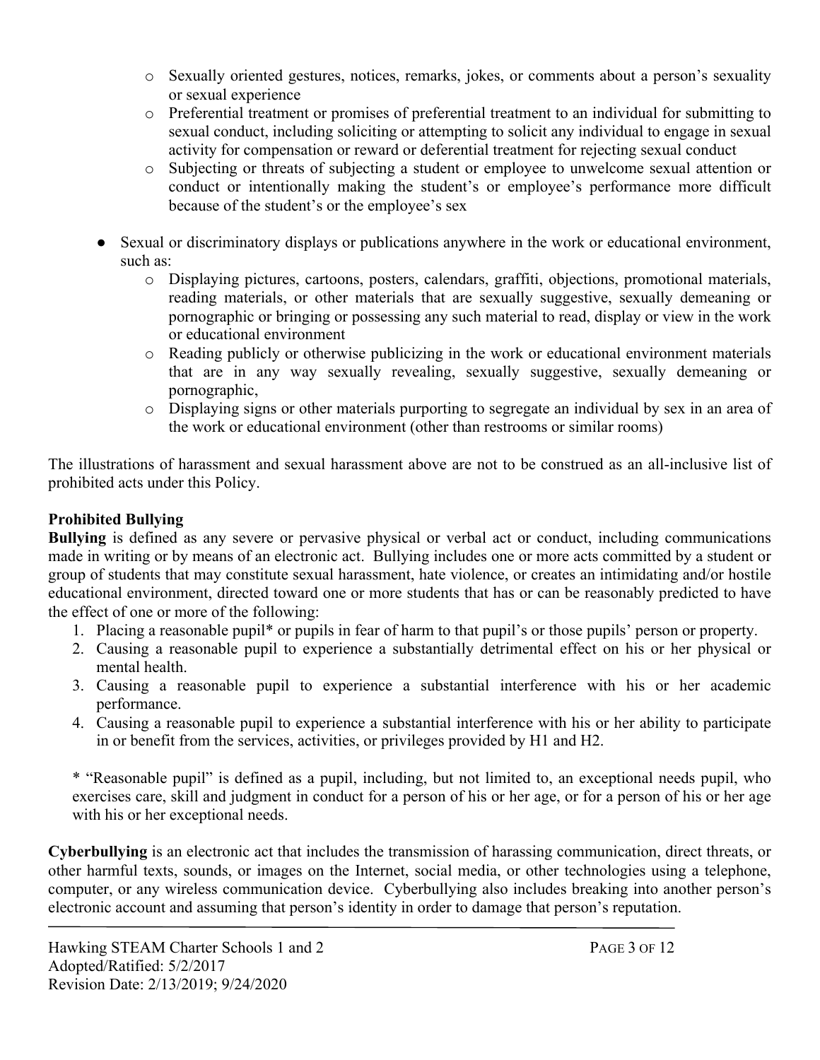- Sexually oriented gestures, notices, remarks, jokes, or comments about a person's sexuality or sexual experience
  - Preferential treatment or promises of preferential treatment to an individual for submitting to sexual conduct, including soliciting or attempting to solicit any individual to engage in sexual activity for compensation or reward or deferential treatment for rejecting sexual conduct
  - Subjecting or threats of subjecting a student or employee to unwelcome sexual attention or conduct or intentionally making the student's or employee's performance more difficult because of the student's or the employee's sex

- Sexual or discriminatory displays or publications anywhere in the work or educational environment, such as:
  - Displaying pictures, cartoons, posters, calendars, graffiti, objections, promotional materials, reading materials, or other materials that are sexually suggestive, sexually demeaning or pornographic or bringing or possessing any such material to read, display or view in the work or educational environment
  - Reading publicly or otherwise publicizing in the work or educational environment materials that are in any way sexually revealing, sexually suggestive, sexually demeaning or pornographic,
  - Displaying signs or other materials purporting to segregate an individual by sex in an area of the work or educational environment (other than restrooms or similar rooms)

The illustrations of harassment and sexual harassment above are not to be construed as an all-inclusive list of prohibited acts under this Policy.

**Prohibited Bullying**

**Bullying** is defined as any severe or pervasive physical or verbal act or conduct, including communications made in writing or by means of an electronic act. Bullying includes one or more acts committed by a student or group of students that may constitute sexual harassment, hate violence, or creates an intimidating and/or hostile educational environment, directed toward one or more students that has or can be reasonably predicted to have the effect of one or more of the following:

1. Placing a reasonable pupil* or pupils in fear of harm to that pupil's or those pupils' person or property.
2. Causing a reasonable pupil to experience a substantially detrimental effect on his or her physical or mental health.
3. Causing a reasonable pupil to experience a substantial interference with his or her academic performance.
4. Causing a reasonable pupil to experience a substantial interference with his or her ability to participate in or benefit from the services, activities, or privileges provided by H1 and H2.

\* "Reasonable pupil" is defined as a pupil, including, but not limited to, an exceptional needs pupil, who exercises care, skill and judgment in conduct for a person of his or her age, or for a person of his or her age with his or her exceptional needs.

**Cyberbullying** is an electronic act that includes the transmission of harassing communication, direct threats, or other harmful texts, sounds, or images on the Internet, social media, or other technologies using a telephone, computer, or any wireless communication device. Cyberbullying also includes breaking into another person's electronic account and assuming that person's identity in order to damage that person's reputation.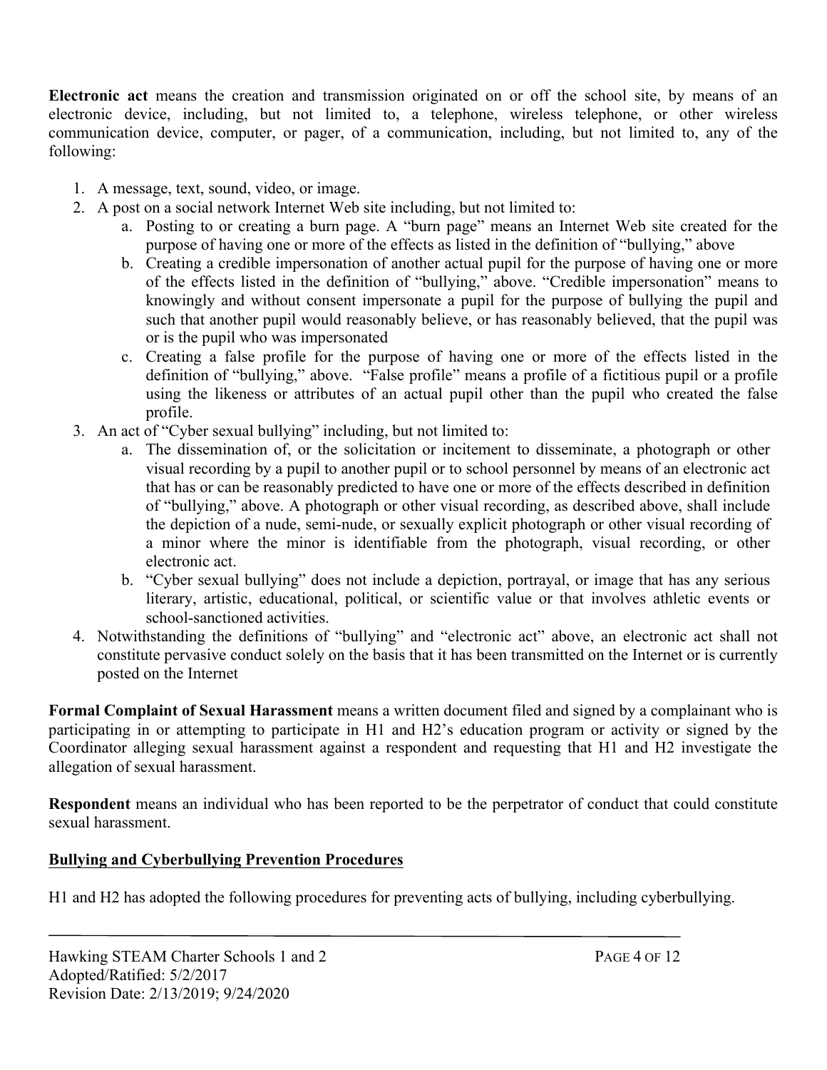**Electronic act** means the creation and transmission originated on or off the school site, by means of an electronic device, including, but not limited to, a telephone, wireless telephone, or other wireless communication device, computer, or pager, of a communication, including, but not limited to, any of the following:

1. A message, text, sound, video, or image.
2. A post on a social network Internet Web site including, but not limited to:
    a. Posting to or creating a burn page. A "burn page" means an Internet Web site created for the purpose of having one or more of the effects as listed in the definition of "bullying," above
    b. Creating a credible impersonation of another actual pupil for the purpose of having one or more of the effects listed in the definition of "bullying," above. "Credible impersonation" means to knowingly and without consent impersonate a pupil for the purpose of bullying the pupil and such that another pupil would reasonably believe, or has reasonably believed, that the pupil was or is the pupil who was impersonated
    c. Creating a false profile for the purpose of having one or more of the effects listed in the definition of "bullying," above. "False profile" means a profile of a fictitious pupil or a profile using the likeness or attributes of an actual pupil other than the pupil who created the false profile.
3. An act of "Cyber sexual bullying" including, but not limited to:
    a. The dissemination of, or the solicitation or incitement to disseminate, a photograph or other visual recording by a pupil to another pupil or to school personnel by means of an electronic act that has or can be reasonably predicted to have one or more of the effects described in definition of "bullying," above. A photograph or other visual recording, as described above, shall include the depiction of a nude, semi-nude, or sexually explicit photograph or other visual recording of a minor where the minor is identifiable from the photograph, visual recording, or other electronic act.
    b. "Cyber sexual bullying" does not include a depiction, portrayal, or image that has any serious literary, artistic, educational, political, or scientific value or that involves athletic events or school-sanctioned activities.
4. Notwithstanding the definitions of "bullying" and "electronic act" above, an electronic act shall not constitute pervasive conduct solely on the basis that it has been transmitted on the Internet or is currently posted on the Internet

**Formal Complaint of Sexual Harassment** means a written document filed and signed by a complainant who is participating in or attempting to participate in H1 and H2's education program or activity or signed by the Coordinator alleging sexual harassment against a respondent and requesting that H1 and H2 investigate the allegation of sexual harassment.

**Respondent** means an individual who has been reported to be the perpetrator of conduct that could constitute sexual harassment.

## Bullying and Cyberbullying Prevention Procedures

H1 and H2 has adopted the following procedures for preventing acts of bullying, including cyberbullying.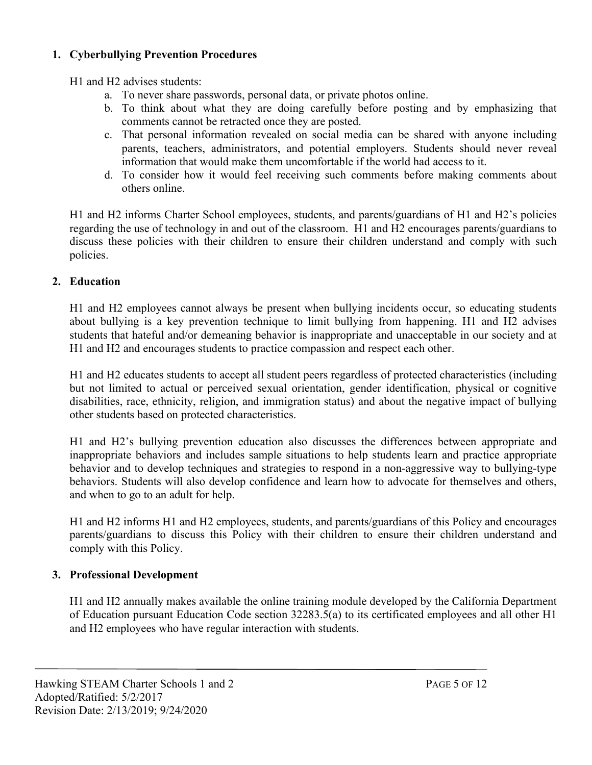1. **Cyberbullying Prevention Procedures**

   H1 and H2 advises students:

   a. To never share passwords, personal data, or private photos online.
   b. To think about what they are doing carefully before posting and by emphasizing that comments cannot be retracted once they are posted.
   c. That personal information revealed on social media can be shared with anyone including parents, teachers, administrators, and potential employers. Students should never reveal information that would make them uncomfortable if the world had access to it.
   d. To consider how it would feel receiving such comments before making comments about others online.

   H1 and H2 informs Charter School employees, students, and parents/guardians of H1 and H2's policies regarding the use of technology in and out of the classroom. H1 and H2 encourages parents/guardians to discuss these policies with their children to ensure their children understand and comply with such policies.

2. **Education**

   H1 and H2 employees cannot always be present when bullying incidents occur, so educating students about bullying is a key prevention technique to limit bullying from happening. H1 and H2 advises students that hateful and/or demeaning behavior is inappropriate and unacceptable in our society and at H1 and H2 and encourages students to practice compassion and respect each other.

   H1 and H2 educates students to accept all student peers regardless of protected characteristics (including but not limited to actual or perceived sexual orientation, gender identification, physical or cognitive disabilities, race, ethnicity, religion, and immigration status) and about the negative impact of bullying other students based on protected characteristics.

   H1 and H2's bullying prevention education also discusses the differences between appropriate and inappropriate behaviors and includes sample situations to help students learn and practice appropriate behavior and to develop techniques and strategies to respond in a non-aggressive way to bullying-type behaviors. Students will also develop confidence and learn how to advocate for themselves and others, and when to go to an adult for help.

   H1 and H2 informs H1 and H2 employees, students, and parents/guardians of this Policy and encourages parents/guardians to discuss this Policy with their children to ensure their children understand and comply with this Policy.

3. **Professional Development**

   H1 and H2 annually makes available the online training module developed by the California Department of Education pursuant Education Code section 32283.5(a) to its certificated employees and all other H1 and H2 employees who have regular interaction with students.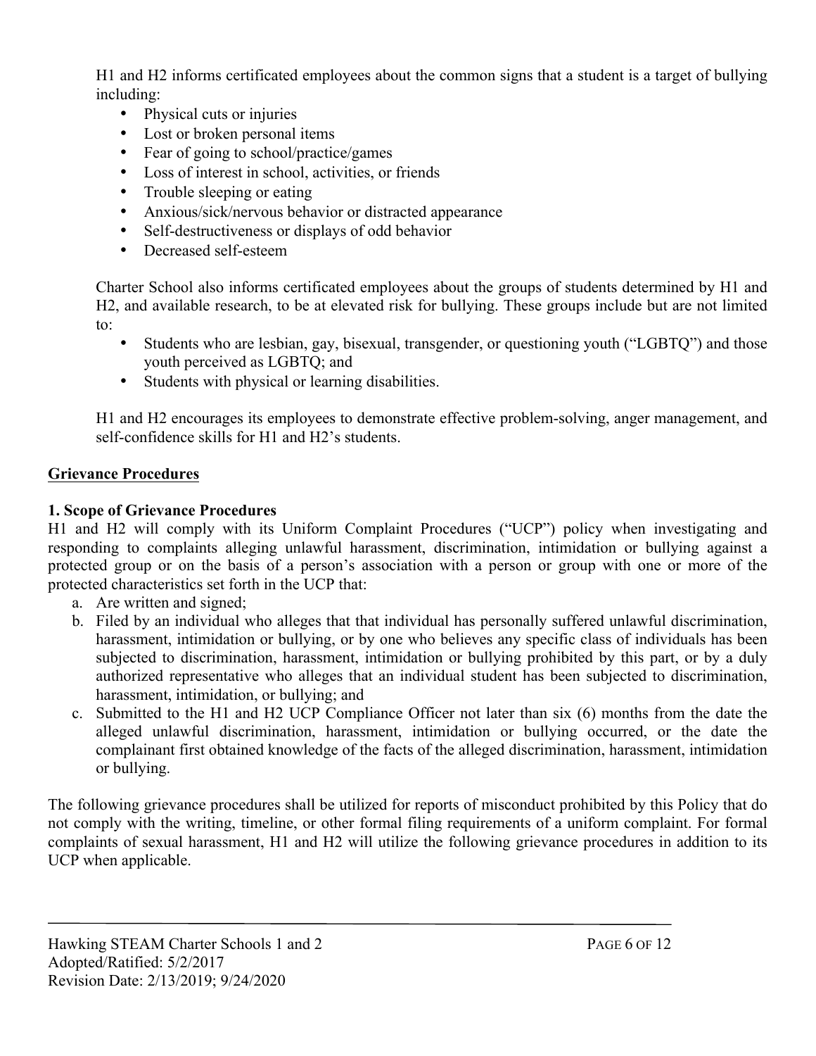H1 and H2 informs certificated employees about the common signs that a student is a target of bullying including:

- Physical cuts or injuries
- Lost or broken personal items
- Fear of going to school/practice/games
- Loss of interest in school, activities, or friends
- Trouble sleeping or eating
- Anxious/sick/nervous behavior or distracted appearance
- Self-destructiveness or displays of odd behavior
- Decreased self-esteem

Charter School also informs certificated employees about the groups of students determined by H1 and H2, and available research, to be at elevated risk for bullying. These groups include but are not limited to:

- Students who are lesbian, gay, bisexual, transgender, or questioning youth ("LGBTQ") and those youth perceived as LGBTQ; and
- Students with physical or learning disabilities.

H1 and H2 encourages its employees to demonstrate effective problem-solving, anger management, and self-confidence skills for H1 and H2's students.

## Grievance Procedures

### 1. Scope of Grievance Procedures

H1 and H2 will comply with its Uniform Complaint Procedures ("UCP") policy when investigating and responding to complaints alleging unlawful harassment, discrimination, intimidation or bullying against a protected group or on the basis of a person's association with a person or group with one or more of the protected characteristics set forth in the UCP that:

a. Are written and signed;
b. Filed by an individual who alleges that that individual has personally suffered unlawful discrimination, harassment, intimidation or bullying, or by one who believes any specific class of individuals has been subjected to discrimination, harassment, intimidation or bullying prohibited by this part, or by a duly authorized representative who alleges that an individual student has been subjected to discrimination, harassment, intimidation, or bullying; and
c. Submitted to the H1 and H2 UCP Compliance Officer not later than six (6) months from the date the alleged unlawful discrimination, harassment, intimidation or bullying occurred, or the date the complainant first obtained knowledge of the facts of the alleged discrimination, harassment, intimidation or bullying.

The following grievance procedures shall be utilized for reports of misconduct prohibited by this Policy that do not comply with the writing, timeline, or other formal filing requirements of a uniform complaint. For formal complaints of sexual harassment, H1 and H2 will utilize the following grievance procedures in addition to its UCP when applicable.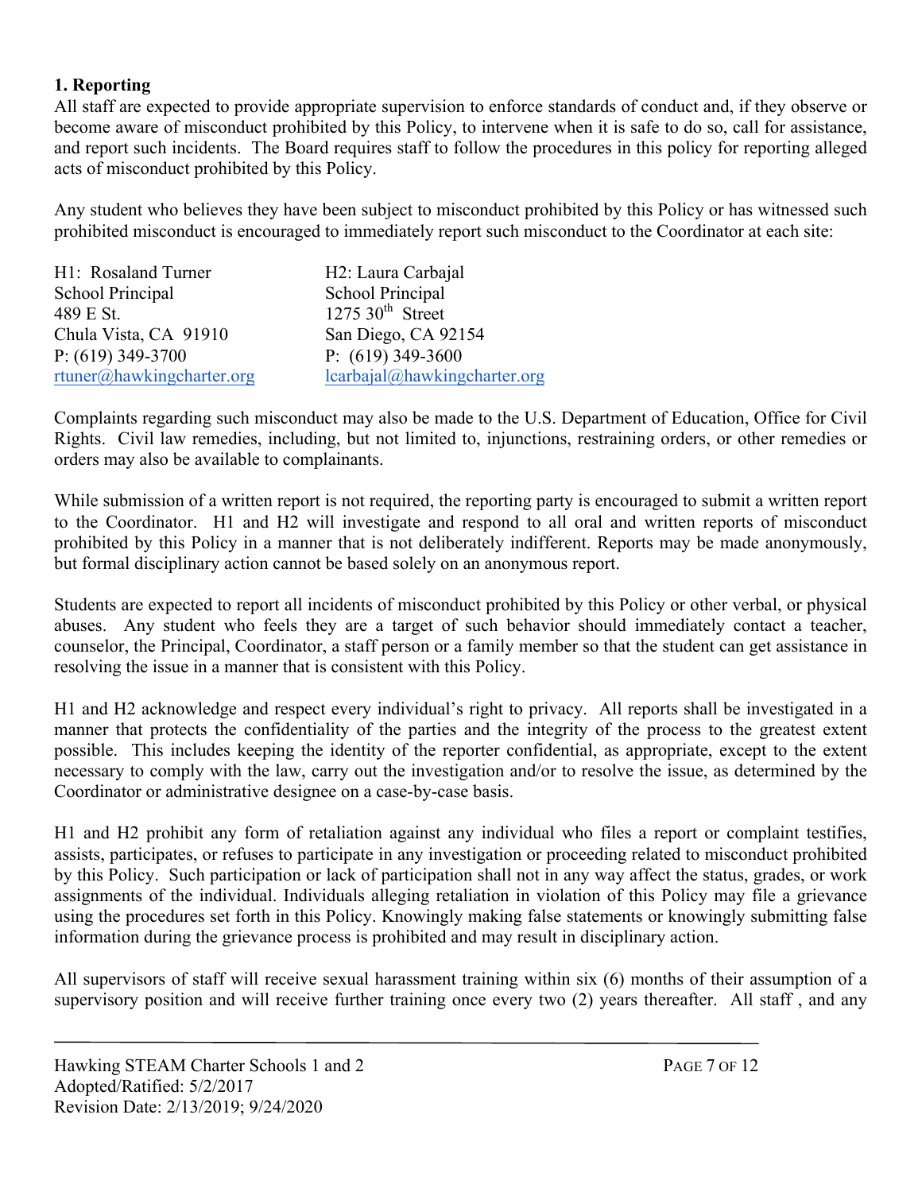**1. Reporting**

All staff are expected to provide appropriate supervision to enforce standards of conduct and, if they observe or become aware of misconduct prohibited by this Policy, to intervene when it is safe to do so, call for assistance, and report such incidents. The Board requires staff to follow the procedures in this policy for reporting alleged acts of misconduct prohibited by this Policy.

Any student who believes they have been subject to misconduct prohibited by this Policy or has witnessed such prohibited misconduct is encouraged to immediately report such misconduct to the Coordinator at each site:

H1: Rosaland Turner
School Principal
489 E St.
Chula Vista, CA 91910
P: (619) 349-3700
rtuner@hawkingcharter.org

H2: Laura Carbajal
School Principal
1275 30th Street
San Diego, CA 92154
P: (619) 349-3600
lcarbajal@hawkingcharter.org

Complaints regarding such misconduct may also be made to the U.S. Department of Education, Office for Civil Rights. Civil law remedies, including, but not limited to, injunctions, restraining orders, or other remedies or orders may also be available to complainants.

While submission of a written report is not required, the reporting party is encouraged to submit a written report to the Coordinator. H1 and H2 will investigate and respond to all oral and written reports of misconduct prohibited by this Policy in a manner that is not deliberately indifferent. Reports may be made anonymously, but formal disciplinary action cannot be based solely on an anonymous report.

Students are expected to report all incidents of misconduct prohibited by this Policy or other verbal, or physical abuses. Any student who feels they are a target of such behavior should immediately contact a teacher, counselor, the Principal, Coordinator, a staff person or a family member so that the student can get assistance in resolving the issue in a manner that is consistent with this Policy.

H1 and H2 acknowledge and respect every individual's right to privacy. All reports shall be investigated in a manner that protects the confidentiality of the parties and the integrity of the process to the greatest extent possible. This includes keeping the identity of the reporter confidential, as appropriate, except to the extent necessary to comply with the law, carry out the investigation and/or to resolve the issue, as determined by the Coordinator or administrative designee on a case-by-case basis.

H1 and H2 prohibit any form of retaliation against any individual who files a report or complaint testifies, assists, participates, or refuses to participate in any investigation or proceeding related to misconduct prohibited by this Policy. Such participation or lack of participation shall not in any way affect the status, grades, or work assignments of the individual. Individuals alleging retaliation in violation of this Policy may file a grievance using the procedures set forth in this Policy. Knowingly making false statements or knowingly submitting false information during the grievance process is prohibited and may result in disciplinary action.

All supervisors of staff will receive sexual harassment training within six (6) months of their assumption of a supervisory position and will receive further training once every two (2) years thereafter. All staff , and any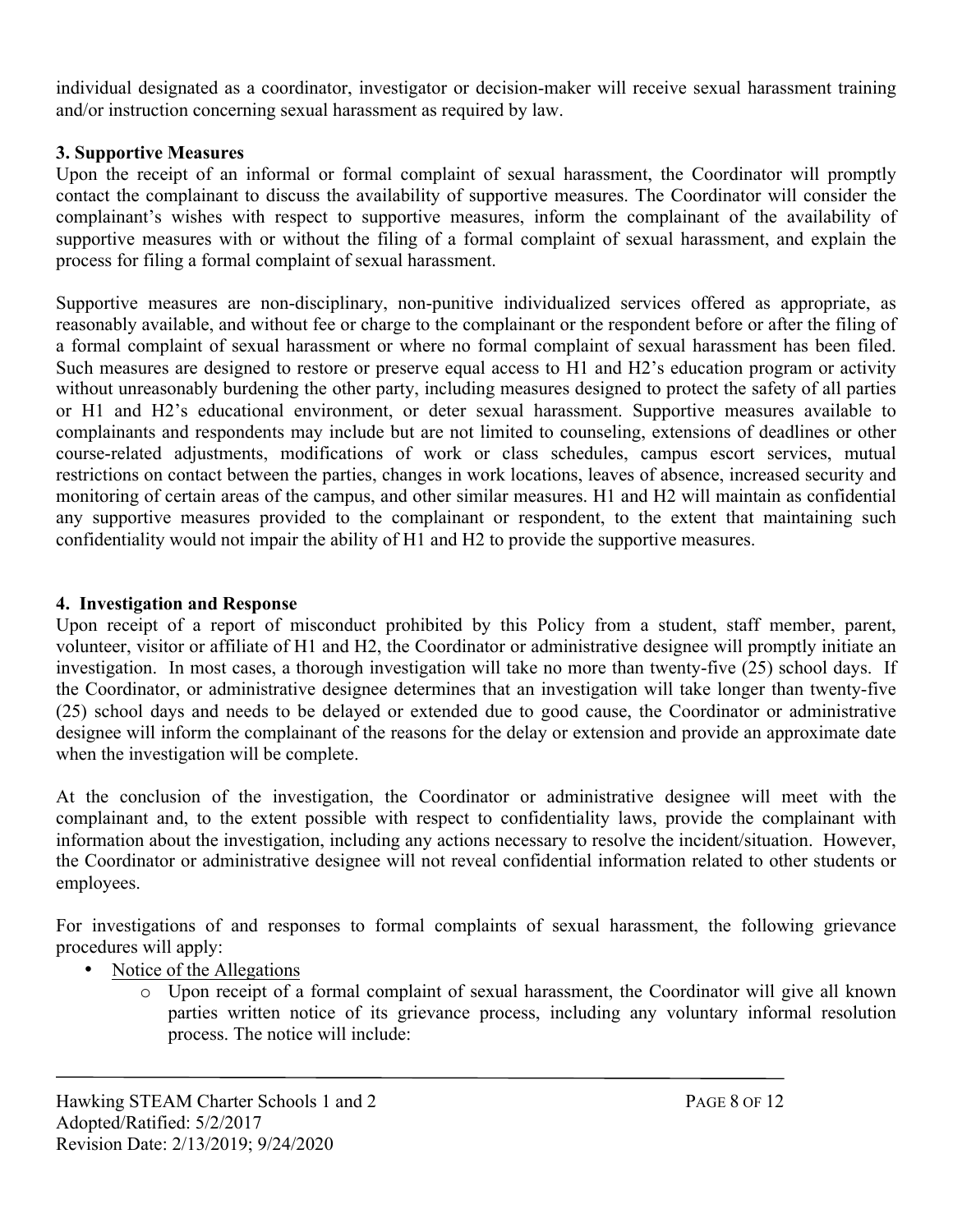individual designated as a coordinator, investigator or decision-maker will receive sexual harassment training and/or instruction concerning sexual harassment as required by law.

### 3. Supportive Measures

Upon the receipt of an informal or formal complaint of sexual harassment, the Coordinator will promptly contact the complainant to discuss the availability of supportive measures. The Coordinator will consider the complainant's wishes with respect to supportive measures, inform the complainant of the availability of supportive measures with or without the filing of a formal complaint of sexual harassment, and explain the process for filing a formal complaint of sexual harassment.

Supportive measures are non-disciplinary, non-punitive individualized services offered as appropriate, as reasonably available, and without fee or charge to the complainant or the respondent before or after the filing of a formal complaint of sexual harassment or where no formal complaint of sexual harassment has been filed. Such measures are designed to restore or preserve equal access to H1 and H2's education program or activity without unreasonably burdening the other party, including measures designed to protect the safety of all parties or H1 and H2's educational environment, or deter sexual harassment. Supportive measures available to complainants and respondents may include but are not limited to counseling, extensions of deadlines or other course-related adjustments, modifications of work or class schedules, campus escort services, mutual restrictions on contact between the parties, changes in work locations, leaves of absence, increased security and monitoring of certain areas of the campus, and other similar measures. H1 and H2 will maintain as confidential any supportive measures provided to the complainant or respondent, to the extent that maintaining such confidentiality would not impair the ability of H1 and H2 to provide the supportive measures.

### 4. Investigation and Response

Upon receipt of a report of misconduct prohibited by this Policy from a student, staff member, parent, volunteer, visitor or affiliate of H1 and H2, the Coordinator or administrative designee will promptly initiate an investigation. In most cases, a thorough investigation will take no more than twenty-five (25) school days. If the Coordinator, or administrative designee determines that an investigation will take longer than twenty-five (25) school days and needs to be delayed or extended due to good cause, the Coordinator or administrative designee will inform the complainant of the reasons for the delay or extension and provide an approximate date when the investigation will be complete.

At the conclusion of the investigation, the Coordinator or administrative designee will meet with the complainant and, to the extent possible with respect to confidentiality laws, provide the complainant with information about the investigation, including any actions necessary to resolve the incident/situation. However, the Coordinator or administrative designee will not reveal confidential information related to other students or employees.

For investigations of and responses to formal complaints of sexual harassment, the following grievance procedures will apply:

- Notice of the Allegations
  - Upon receipt of a formal complaint of sexual harassment, the Coordinator will give all known parties written notice of its grievance process, including any voluntary informal resolution process. The notice will include: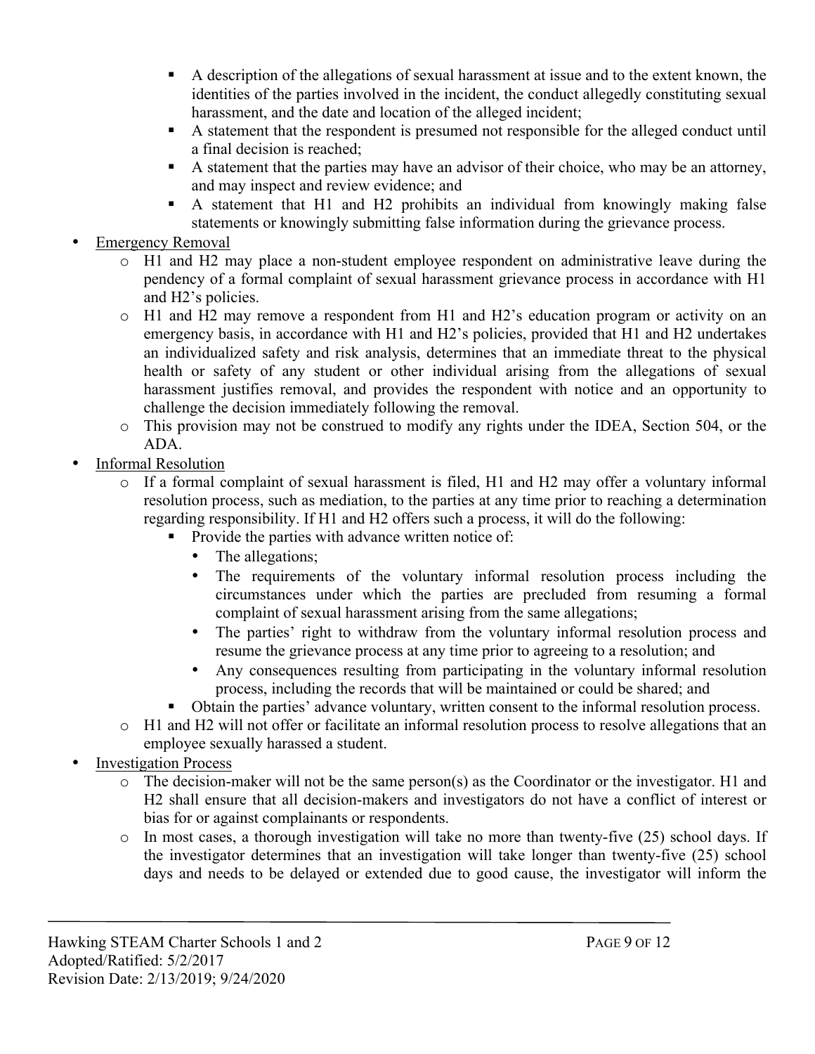- A description of the allegations of sexual harassment at issue and to the extent known, the identities of the parties involved in the incident, the conduct allegedly constituting sexual harassment, and the date and location of the alleged incident;
    - A statement that the respondent is presumed not responsible for the alleged conduct until a final decision is reached;
    - A statement that the parties may have an advisor of their choice, who may be an attorney, and may inspect and review evidence; and
    - A statement that H1 and H2 prohibits an individual from knowingly making false statements or knowingly submitting false information during the grievance process.
- <u>Emergency Removal</u>
  - H1 and H2 may place a non-student employee respondent on administrative leave during the pendency of a formal complaint of sexual harassment grievance process in accordance with H1 and H2's policies.
  - H1 and H2 may remove a respondent from H1 and H2's education program or activity on an emergency basis, in accordance with H1 and H2's policies, provided that H1 and H2 undertakes an individualized safety and risk analysis, determines that an immediate threat to the physical health or safety of any student or other individual arising from the allegations of sexual harassment justifies removal, and provides the respondent with notice and an opportunity to challenge the decision immediately following the removal.
  - This provision may not be construed to modify any rights under the IDEA, Section 504, or the ADA.
- <u>Informal Resolution</u>
  - If a formal complaint of sexual harassment is filed, H1 and H2 may offer a voluntary informal resolution process, such as mediation, to the parties at any time prior to reaching a determination regarding responsibility. If H1 and H2 offers such a process, it will do the following:
    - Provide the parties with advance written notice of:
      - The allegations;
      - The requirements of the voluntary informal resolution process including the circumstances under which the parties are precluded from resuming a formal complaint of sexual harassment arising from the same allegations;
      - The parties' right to withdraw from the voluntary informal resolution process and resume the grievance process at any time prior to agreeing to a resolution; and
      - Any consequences resulting from participating in the voluntary informal resolution process, including the records that will be maintained or could be shared; and
    - Obtain the parties' advance voluntary, written consent to the informal resolution process.
  - H1 and H2 will not offer or facilitate an informal resolution process to resolve allegations that an employee sexually harassed a student.
- <u>Investigation Process</u>
  - The decision-maker will not be the same person(s) as the Coordinator or the investigator. H1 and H2 shall ensure that all decision-makers and investigators do not have a conflict of interest or bias for or against complainants or respondents.
  - In most cases, a thorough investigation will take no more than twenty-five (25) school days. If the investigator determines that an investigation will take longer than twenty-five (25) school days and needs to be delayed or extended due to good cause, the investigator will inform the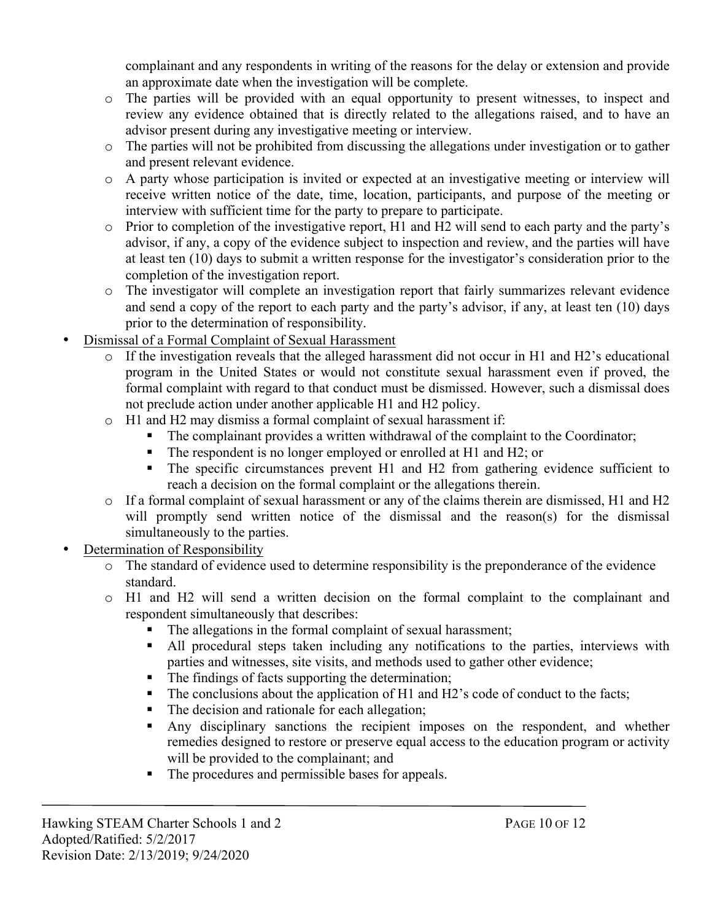complainant and any respondents in writing of the reasons for the delay or extension and provide an approximate date when the investigation will be complete.
- The parties will be provided with an equal opportunity to present witnesses, to inspect and review any evidence obtained that is directly related to the allegations raised, and to have an advisor present during any investigative meeting or interview.
- The parties will not be prohibited from discussing the allegations under investigation or to gather and present relevant evidence.
- A party whose participation is invited or expected at an investigative meeting or interview will receive written notice of the date, time, location, participants, and purpose of the meeting or interview with sufficient time for the party to prepare to participate.
- Prior to completion of the investigative report, H1 and H2 will send to each party and the party's advisor, if any, a copy of the evidence subject to inspection and review, and the parties will have at least ten (10) days to submit a written response for the investigator's consideration prior to the completion of the investigation report.
- The investigator will complete an investigation report that fairly summarizes relevant evidence and send a copy of the report to each party and the party's advisor, if any, at least ten (10) days prior to the determination of responsibility.

- <u>Dismissal of a Formal Complaint of Sexual Harassment</u>
  - If the investigation reveals that the alleged harassment did not occur in H1 and H2's educational program in the United States or would not constitute sexual harassment even if proved, the formal complaint with regard to that conduct must be dismissed. However, such a dismissal does not preclude action under another applicable H1 and H2 policy.
  - H1 and H2 may dismiss a formal complaint of sexual harassment if:
    - The complainant provides a written withdrawal of the complaint to the Coordinator;
    - The respondent is no longer employed or enrolled at H1 and H2; or
    - The specific circumstances prevent H1 and H2 from gathering evidence sufficient to reach a decision on the formal complaint or the allegations therein.
  - If a formal complaint of sexual harassment or any of the claims therein are dismissed, H1 and H2 will promptly send written notice of the dismissal and the reason(s) for the dismissal simultaneously to the parties.
- <u>Determination of Responsibility</u>
  - The standard of evidence used to determine responsibility is the preponderance of the evidence standard.
  - H1 and H2 will send a written decision on the formal complaint to the complainant and respondent simultaneously that describes:
    - The allegations in the formal complaint of sexual harassment;
    - All procedural steps taken including any notifications to the parties, interviews with parties and witnesses, site visits, and methods used to gather other evidence;
    - The findings of facts supporting the determination;
    - The conclusions about the application of H1 and H2's code of conduct to the facts;
    - The decision and rationale for each allegation;
    - Any disciplinary sanctions the recipient imposes on the respondent, and whether remedies designed to restore or preserve equal access to the education program or activity will be provided to the complainant; and
    - The procedures and permissible bases for appeals.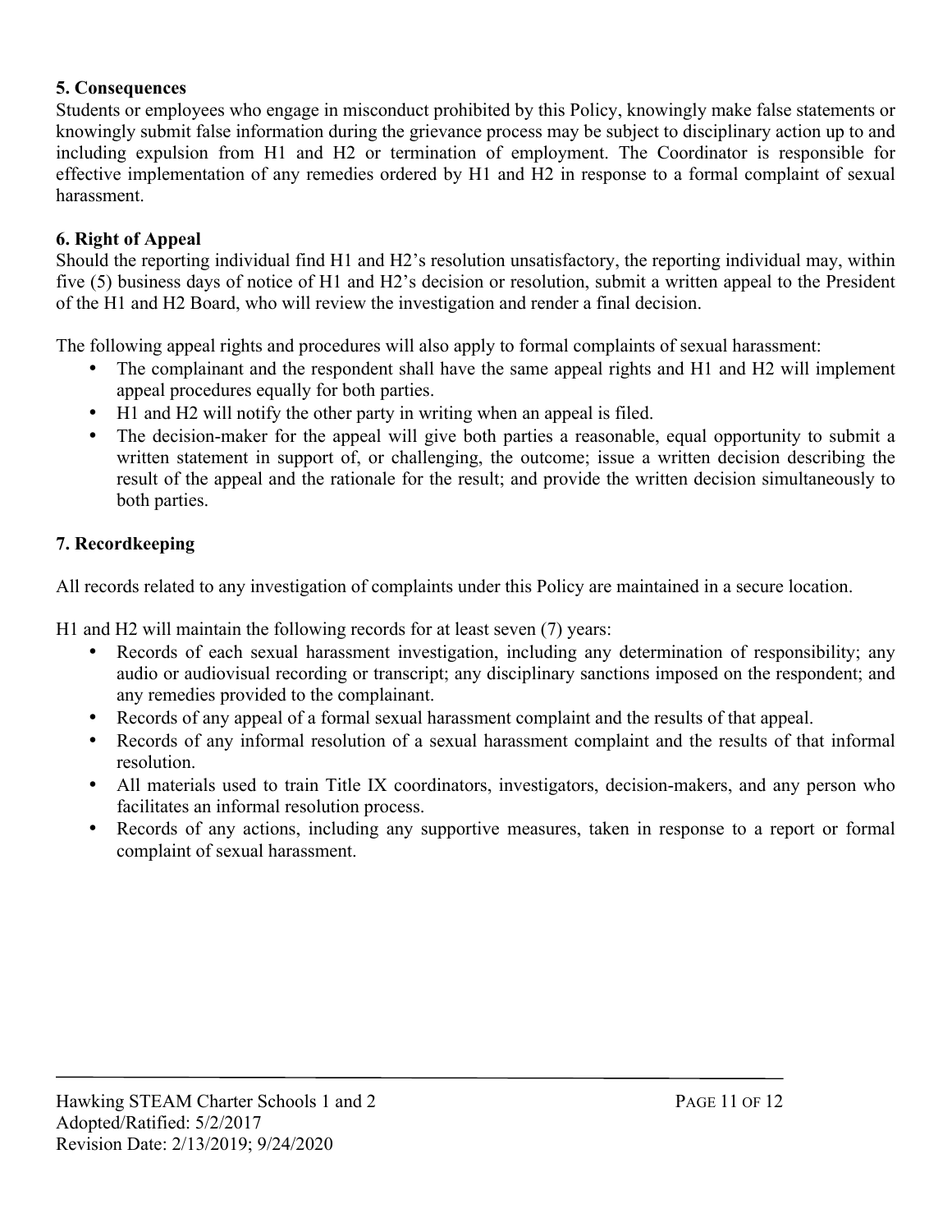**5. Consequences**

Students or employees who engage in misconduct prohibited by this Policy, knowingly make false statements or knowingly submit false information during the grievance process may be subject to disciplinary action up to and including expulsion from H1 and H2 or termination of employment. The Coordinator is responsible for effective implementation of any remedies ordered by H1 and H2 in response to a formal complaint of sexual harassment.

**6. Right of Appeal**

Should the reporting individual find H1 and H2's resolution unsatisfactory, the reporting individual may, within five (5) business days of notice of H1 and H2's decision or resolution, submit a written appeal to the President of the H1 and H2 Board, who will review the investigation and render a final decision.

The following appeal rights and procedures will also apply to formal complaints of sexual harassment:

- The complainant and the respondent shall have the same appeal rights and H1 and H2 will implement appeal procedures equally for both parties.
- H1 and H2 will notify the other party in writing when an appeal is filed.
- The decision-maker for the appeal will give both parties a reasonable, equal opportunity to submit a written statement in support of, or challenging, the outcome; issue a written decision describing the result of the appeal and the rationale for the result; and provide the written decision simultaneously to both parties.

**7. Recordkeeping**

All records related to any investigation of complaints under this Policy are maintained in a secure location.

H1 and H2 will maintain the following records for at least seven (7) years:

- Records of each sexual harassment investigation, including any determination of responsibility; any audio or audiovisual recording or transcript; any disciplinary sanctions imposed on the respondent; and any remedies provided to the complainant.
- Records of any appeal of a formal sexual harassment complaint and the results of that appeal.
- Records of any informal resolution of a sexual harassment complaint and the results of that informal resolution.
- All materials used to train Title IX coordinators, investigators, decision-makers, and any person who facilitates an informal resolution process.
- Records of any actions, including any supportive measures, taken in response to a report or formal complaint of sexual harassment.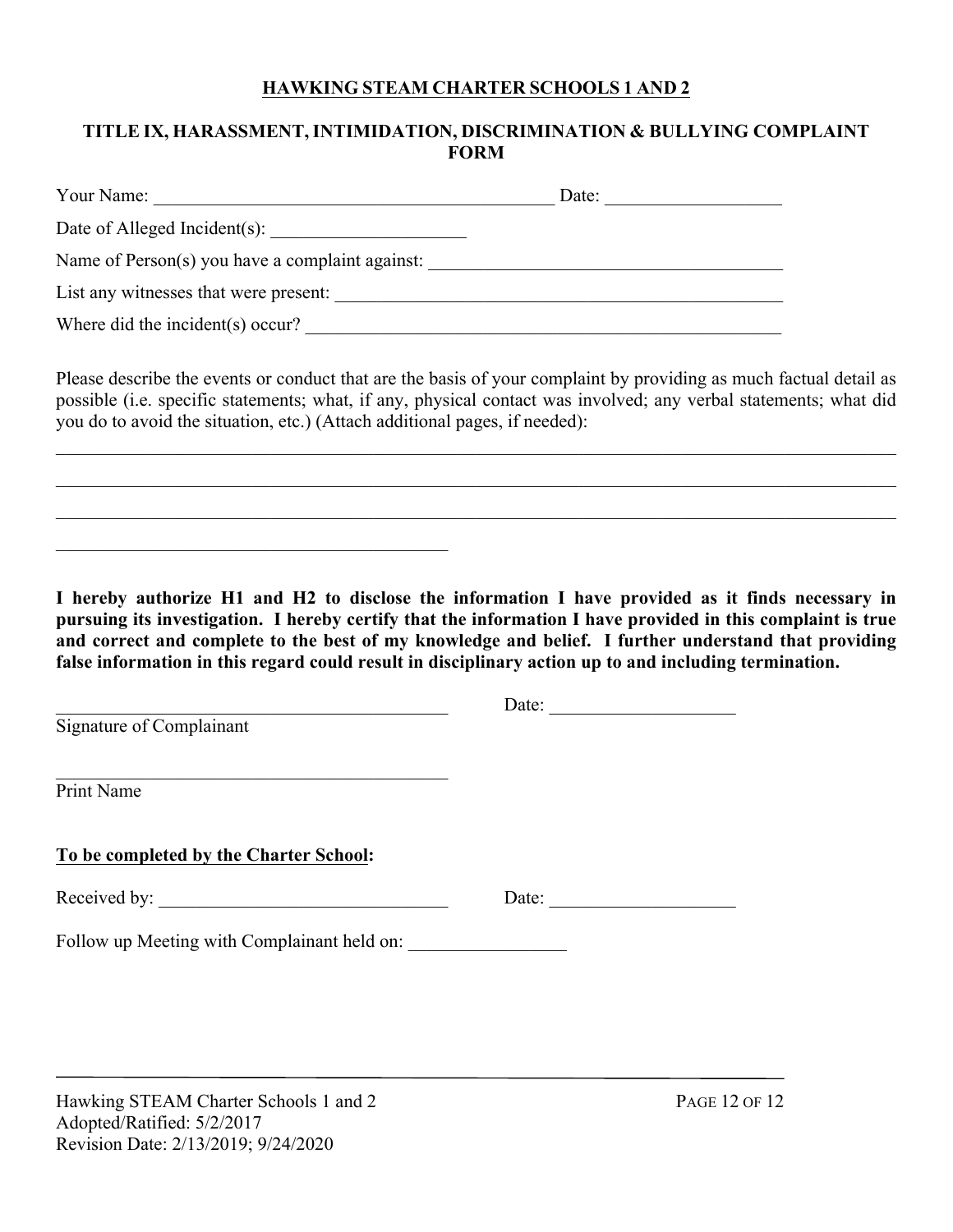## HAWKING STEAM CHARTER SCHOOLS 1 AND 2

### TITLE IX, HARASSMENT, INTIMIDATION, DISCRIMINATION & BULLYING COMPLAINT FORM

Your Name: ____________________________________________ Date: ___________________

Date of Alleged Incident(s): _____________________

Name of Person(s) you have a complaint against: ______________________________________

List any witnesses that were present: ________________________________________________

Where did the incident(s) occur? ___________________________________________________

Please describe the events or conduct that are the basis of your complaint by providing as much factual detail as possible (i.e. specific statements; what, if any, physical contact was involved; any verbal statements; what did you do to avoid the situation, etc.) (Attach additional pages, if needed):

_____________________________________________________________________________________________

_____________________________________________________________________________________________

_____________________________________________________________________________________________

__________________________________________

**I hereby authorize H1 and H2 to disclose the information I have provided as it finds necessary in pursuing its investigation. I hereby certify that the information I have provided in this complaint is true and correct and complete to the best of my knowledge and belief. I further understand that providing false information in this regard could result in disciplinary action up to and including termination.**

__________________________________________ Date: ____________________

Signature of Complainant

__________________________________________

Print Name

**To be completed by the Charter School:**

Received by: _______________________________ Date: ____________________

Follow up Meeting with Complainant held on: _________________

Hawking STEAM Charter Schools 1 and 2
Adopted/Ratified: 5/2/2017
Revision Date: 2/13/2019; 9/24/2020